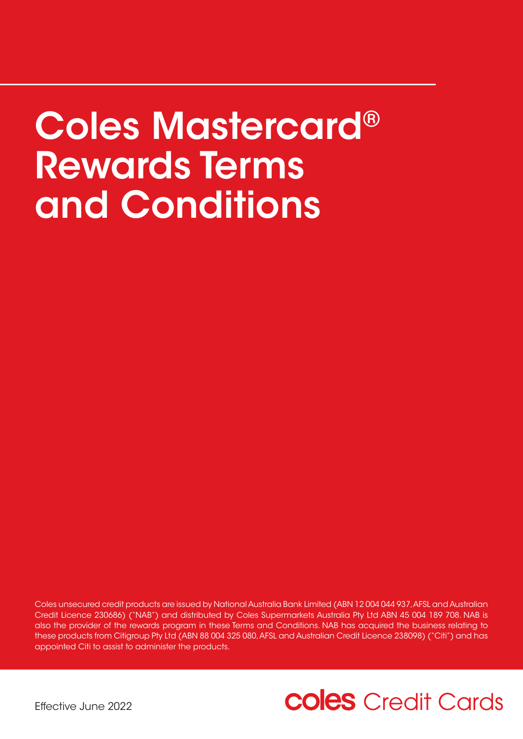# Coles Mastercard® Rewards Terms and Conditions

Coles unsecured credit products are issued by National Australia Bank Limited (ABN 12 004 044 937, AFSL and Australian Credit Licence 230686) ("NAB") and distributed by Coles Supermarkets Australia Pty Ltd ABN 45 004 189 708. NAB is also the provider of the rewards program in these Terms and Conditions. NAB has acquired the business relating to these products from Citigroup Pty Ltd (ABN 88 004 325 080, AFSL and Australian Credit Licence 238098) ("Citi") and has appointed Citi to assist to administer the products.

Effective June 2022

**coles** Credit Cards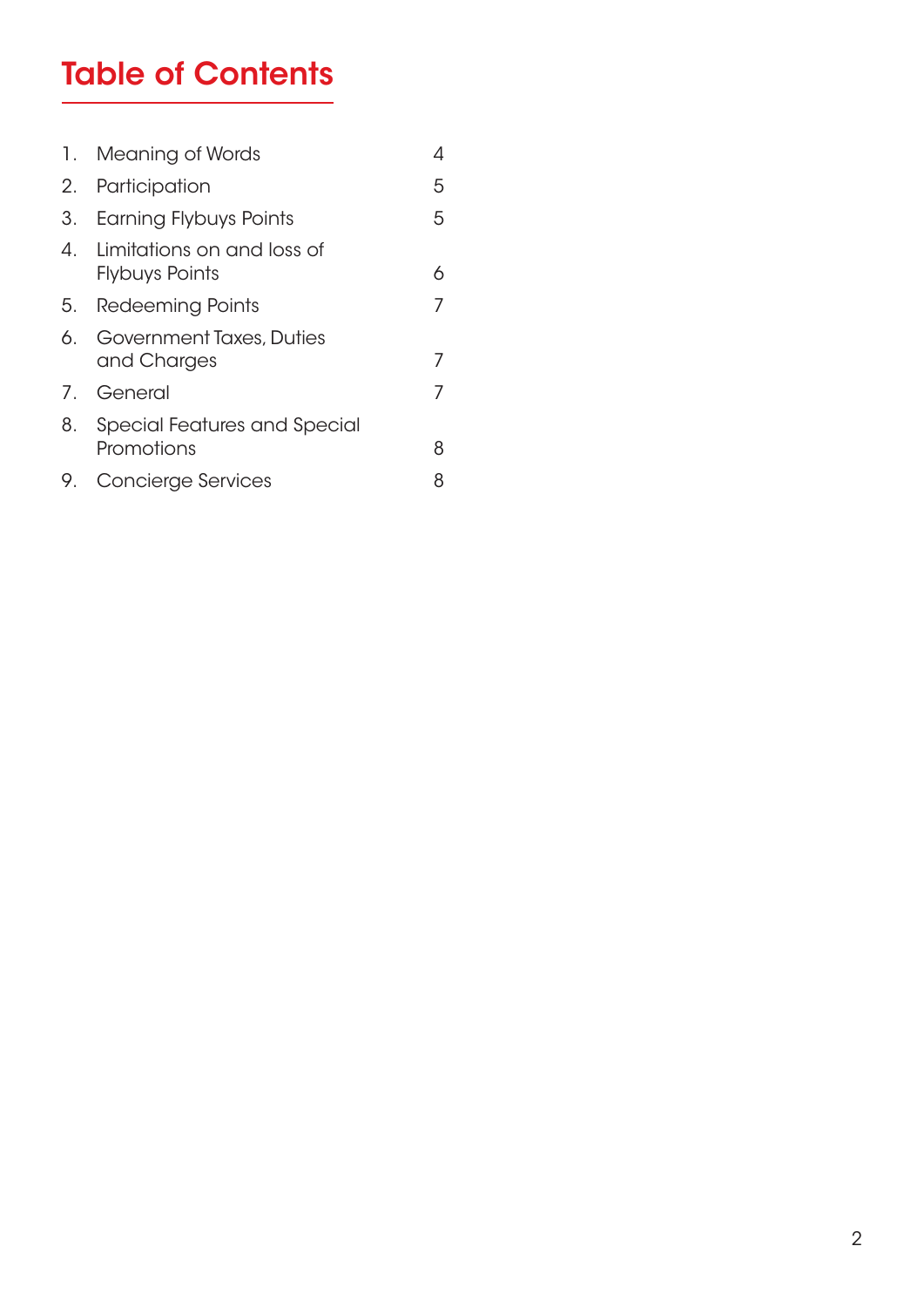# Table of Contents

| | | |
|---|---|---|
| 1. | Meaning of Words | 4 |
| 2. | Participation | 5 |
| 3. | Earning Flybuys Points | 5 |
| 4. | Limitations on and loss of Flybuys Points | 6 |
| 5. | Redeeming Points | 7 |
| 6. | Government Taxes, Duties and Charges | 7 |
| 7. | General | 7 |
| 8. | Special Features and Special Promotions | 8 |
| 9. | Concierge Services | 8 |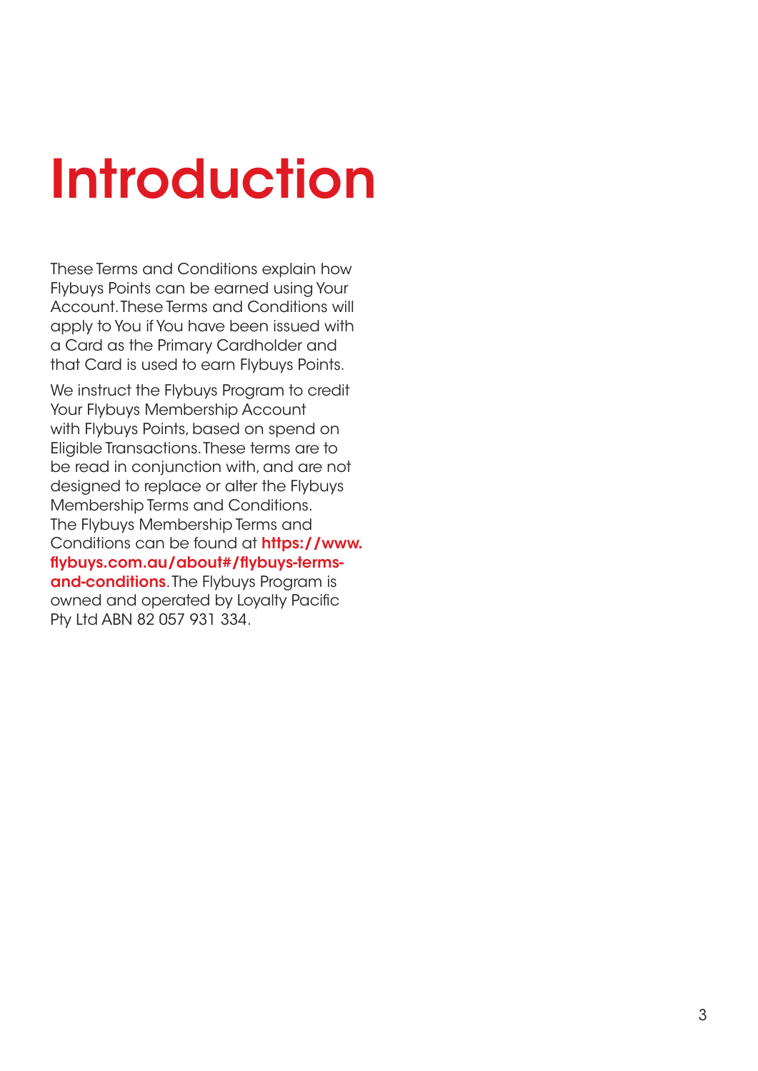# Introduction

These Terms and Conditions explain how Flybuys Points can be earned using Your Account. These Terms and Conditions will apply to You if You have been issued with a Card as the Primary Cardholder and that Card is used to earn Flybuys Points.

We instruct the Flybuys Program to credit Your Flybuys Membership Account with Flybuys Points, based on spend on Eligible Transactions. These terms are to be read in conjunction with, and are not designed to replace or alter the Flybuys Membership Terms and Conditions. The Flybuys Membership Terms and Conditions can be found at **https://www.flybuys.com.au/about#/flybuys-terms-and-conditions**. The Flybuys Program is owned and operated by Loyalty Pacific Pty Ltd ABN 82 057 931 334.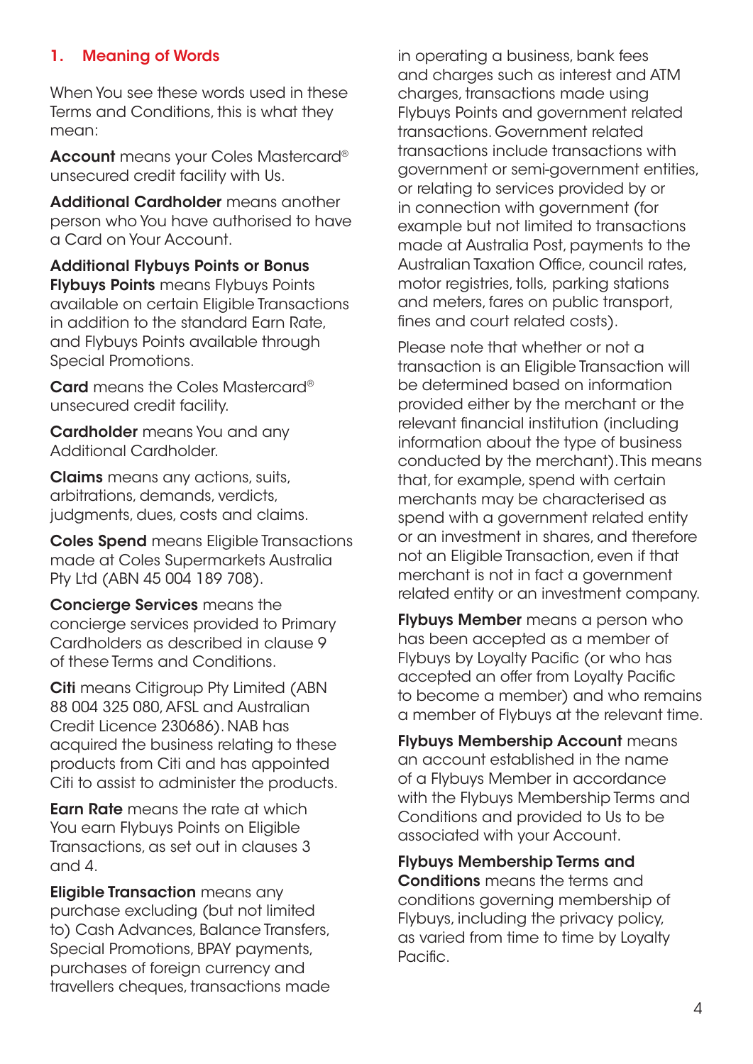## 1. Meaning of Words

When You see these words used in these Terms and Conditions, this is what they mean:

**Account** means your Coles Mastercard® unsecured credit facility with Us.

**Additional Cardholder** means another person who You have authorised to have a Card on Your Account.

**Additional Flybuys Points or Bonus Flybuys Points** means Flybuys Points available on certain Eligible Transactions in addition to the standard Earn Rate, and Flybuys Points available through Special Promotions.

**Card** means the Coles Mastercard® unsecured credit facility.

**Cardholder** means You and any Additional Cardholder.

**Claims** means any actions, suits, arbitrations, demands, verdicts, judgments, dues, costs and claims.

**Coles Spend** means Eligible Transactions made at Coles Supermarkets Australia Pty Ltd (ABN 45 004 189 708).

**Concierge Services** means the concierge services provided to Primary Cardholders as described in clause 9 of these Terms and Conditions.

**Citi** means Citigroup Pty Limited (ABN 88 004 325 080, AFSL and Australian Credit Licence 230686). NAB has acquired the business relating to these products from Citi and has appointed Citi to assist to administer the products.

**Earn Rate** means the rate at which You earn Flybuys Points on Eligible Transactions, as set out in clauses 3 and 4.

**Eligible Transaction** means any purchase excluding (but not limited to) Cash Advances, Balance Transfers, Special Promotions, BPAY payments, purchases of foreign currency and travellers cheques, transactions made in operating a business, bank fees and charges such as interest and ATM charges, transactions made using Flybuys Points and government related transactions. Government related transactions include transactions with government or semi-government entities, or relating to services provided by or in connection with government (for example but not limited to transactions made at Australia Post, payments to the Australian Taxation Office, council rates, motor registries, tolls, parking stations and meters, fares on public transport, fines and court related costs).

Please note that whether or not a transaction is an Eligible Transaction will be determined based on information provided either by the merchant or the relevant financial institution (including information about the type of business conducted by the merchant). This means that, for example, spend with certain merchants may be characterised as spend with a government related entity or an investment in shares, and therefore not an Eligible Transaction, even if that merchant is not in fact a government related entity or an investment company.

**Flybuys Member** means a person who has been accepted as a member of Flybuys by Loyalty Pacific (or who has accepted an offer from Loyalty Pacific to become a member) and who remains a member of Flybuys at the relevant time.

**Flybuys Membership Account** means an account established in the name of a Flybuys Member in accordance with the Flybuys Membership Terms and Conditions and provided to Us to be associated with your Account.

**Flybuys Membership Terms and Conditions** means the terms and conditions governing membership of Flybuys, including the privacy policy, as varied from time to time by Loyalty Pacific.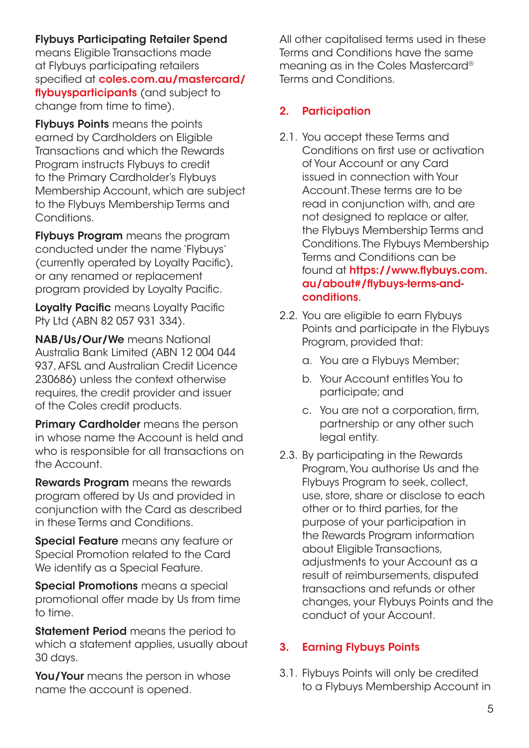**Flybuys Participating Retailer Spend** means Eligible Transactions made at Flybuys participating retailers specified at **coles.com.au/mastercard/flybuysparticipants** (and subject to change from time to time).

**Flybuys Points** means the points earned by Cardholders on Eligible Transactions and which the Rewards Program instructs Flybuys to credit to the Primary Cardholder's Flybuys Membership Account, which are subject to the Flybuys Membership Terms and Conditions.

**Flybuys Program** means the program conducted under the name 'Flybuys' (currently operated by Loyalty Pacific), or any renamed or replacement program provided by Loyalty Pacific.

**Loyalty Pacific** means Loyalty Pacific Pty Ltd (ABN 82 057 931 334).

**NAB/Us/Our/We** means National Australia Bank Limited (ABN 12 004 044 937, AFSL and Australian Credit Licence 230686) unless the context otherwise requires, the credit provider and issuer of the Coles credit products.

**Primary Cardholder** means the person in whose name the Account is held and who is responsible for all transactions on the Account.

**Rewards Program** means the rewards program offered by Us and provided in conjunction with the Card as described in these Terms and Conditions.

**Special Feature** means any feature or Special Promotion related to the Card We identify as a Special Feature.

**Special Promotions** means a special promotional offer made by Us from time to time.

**Statement Period** means the period to which a statement applies, usually about 30 days.

**You/Your** means the person in whose name the account is opened.

All other capitalised terms used in these Terms and Conditions have the same meaning as in the Coles Mastercard® Terms and Conditions.

## 2. Participation

2.1. You accept these Terms and Conditions on first use or activation of Your Account or any Card issued in connection with Your Account. These terms are to be read in conjunction with, and are not designed to replace or alter, the Flybuys Membership Terms and Conditions. The Flybuys Membership Terms and Conditions can be found at **https://www.flybuys.com.au/about#/flybuys-terms-and-conditions**.

2.2. You are eligible to earn Flybuys Points and participate in the Flybuys Program, provided that:

a. You are a Flybuys Member;

b. Your Account entitles You to participate; and

c. You are not a corporation, firm, partnership or any other such legal entity.

2.3. By participating in the Rewards Program, You authorise Us and the Flybuys Program to seek, collect, use, store, share or disclose to each other or to third parties, for the purpose of your participation in the Rewards Program information about Eligible Transactions, adjustments to your Account as a result of reimbursements, disputed transactions and refunds or other changes, your Flybuys Points and the conduct of your Account.

## 3. Earning Flybuys Points

3.1. Flybuys Points will only be credited to a Flybuys Membership Account in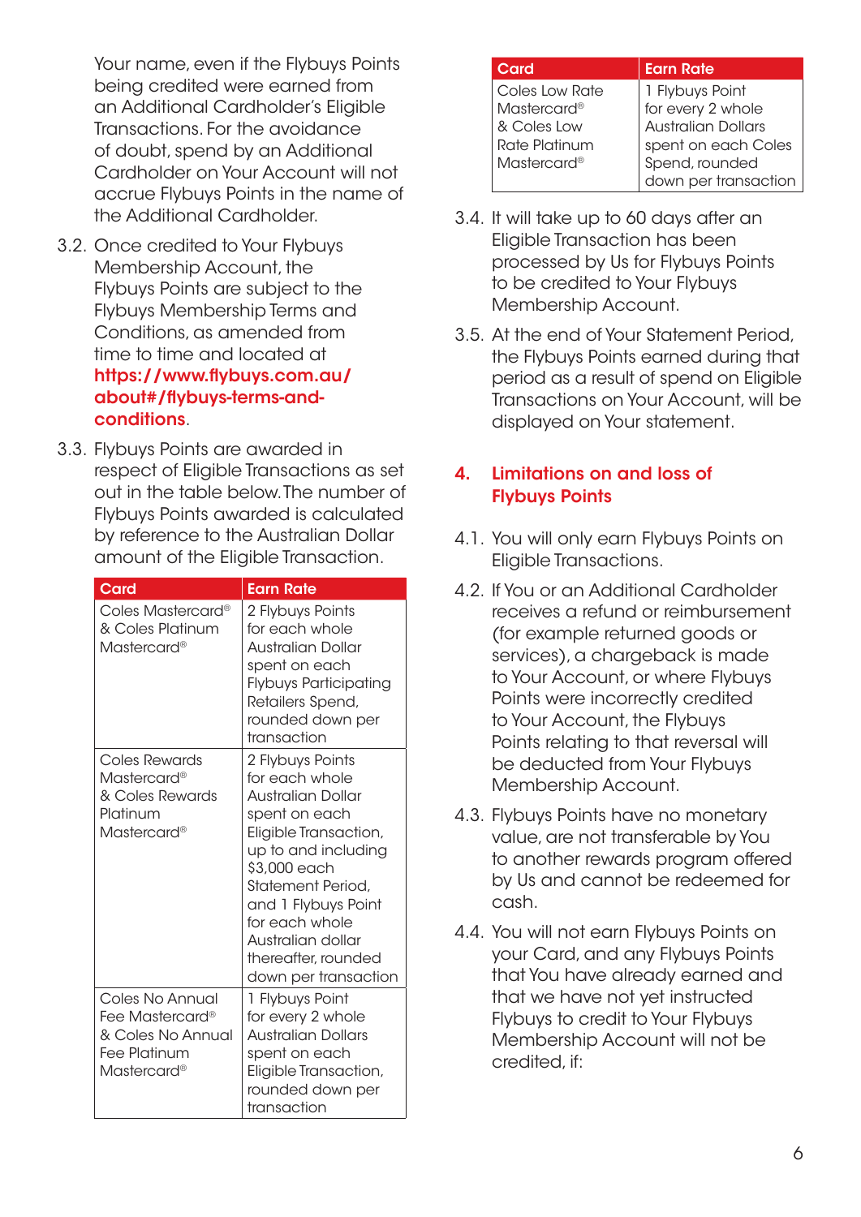Your name, even if the Flybuys Points being credited were earned from an Additional Cardholder's Eligible Transactions. For the avoidance of doubt, spend by an Additional Cardholder on Your Account will not accrue Flybuys Points in the name of the Additional Cardholder.

3.2. Once credited to Your Flybuys Membership Account, the Flybuys Points are subject to the Flybuys Membership Terms and Conditions, as amended from time to time and located at **https://www.flybuys.com.au/about#/flybuys-terms-and-conditions**.

3.3. Flybuys Points are awarded in respect of Eligible Transactions as set out in the table below. The number of Flybuys Points awarded is calculated by reference to the Australian Dollar amount of the Eligible Transaction.

| Card | Earn Rate |
|---|---|
| Coles Mastercard® & Coles Platinum Mastercard® | 2 Flybuys Points for each whole Australian Dollar spent on each Flybuys Participating Retailers Spend, rounded down per transaction |
| Coles Rewards Mastercard® & Coles Rewards Platinum Mastercard® | 2 Flybuys Points for each whole Australian Dollar spent on each Eligible Transaction, up to and including $3,000 each Statement Period, and 1 Flybuys Point for each whole Australian dollar thereafter, rounded down per transaction |
| Coles No Annual Fee Mastercard® & Coles No Annual Fee Platinum Mastercard® | 1 Flybuys Point for every 2 whole Australian Dollars spent on each Eligible Transaction, rounded down per transaction |
| Coles Low Rate Mastercard® & Coles Low Rate Platinum Mastercard® | 1 Flybuys Point for every 2 whole Australian Dollars spent on each Coles Spend, rounded down per transaction |

3.4. It will take up to 60 days after an Eligible Transaction has been processed by Us for Flybuys Points to be credited to Your Flybuys Membership Account.

3.5. At the end of Your Statement Period, the Flybuys Points earned during that period as a result of spend on Eligible Transactions on Your Account, will be displayed on Your statement.

## 4. Limitations on and loss of Flybuys Points

4.1. You will only earn Flybuys Points on Eligible Transactions.

4.2. If You or an Additional Cardholder receives a refund or reimbursement (for example returned goods or services), a chargeback is made to Your Account, or where Flybuys Points were incorrectly credited to Your Account, the Flybuys Points relating to that reversal will be deducted from Your Flybuys Membership Account.

4.3. Flybuys Points have no monetary value, are not transferable by You to another rewards program offered by Us and cannot be redeemed for cash.

4.4. You will not earn Flybuys Points on your Card, and any Flybuys Points that You have already earned and that we have not yet instructed Flybuys to credit to Your Flybuys Membership Account will not be credited, if: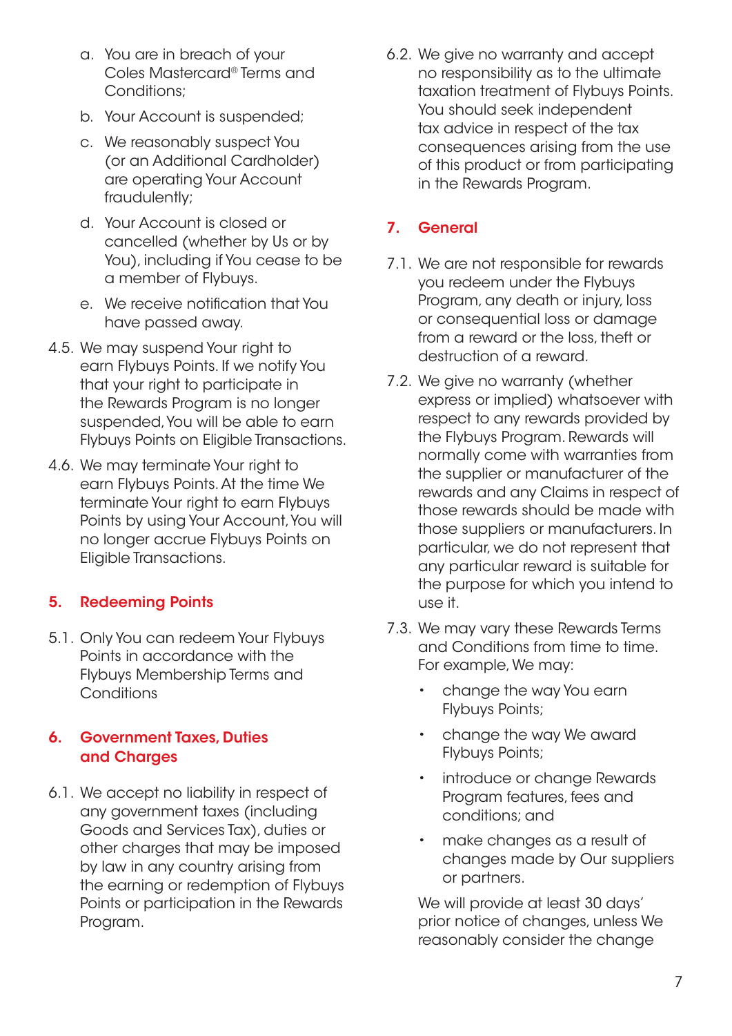a. You are in breach of your Coles Mastercard® Terms and Conditions;

b. Your Account is suspended;

c. We reasonably suspect You (or an Additional Cardholder) are operating Your Account fraudulently;

d. Your Account is closed or cancelled (whether by Us or by You), including if You cease to be a member of Flybuys.

e. We receive notification that You have passed away.

4.5. We may suspend Your right to earn Flybuys Points. If we notify You that your right to participate in the Rewards Program is no longer suspended, You will be able to earn Flybuys Points on Eligible Transactions.

4.6. We may terminate Your right to earn Flybuys Points. At the time We terminate Your right to earn Flybuys Points by using Your Account, You will no longer accrue Flybuys Points on Eligible Transactions.

## 5. Redeeming Points

5.1. Only You can redeem Your Flybuys Points in accordance with the Flybuys Membership Terms and Conditions

## 6. Government Taxes, Duties and Charges

6.1. We accept no liability in respect of any government taxes (including Goods and Services Tax), duties or other charges that may be imposed by law in any country arising from the earning or redemption of Flybuys Points or participation in the Rewards Program.

6.2. We give no warranty and accept no responsibility as to the ultimate taxation treatment of Flybuys Points. You should seek independent tax advice in respect of the tax consequences arising from the use of this product or from participating in the Rewards Program.

## 7. General

7.1. We are not responsible for rewards you redeem under the Flybuys Program, any death or injury, loss or consequential loss or damage from a reward or the loss, theft or destruction of a reward.

7.2. We give no warranty (whether express or implied) whatsoever with respect to any rewards provided by the Flybuys Program. Rewards will normally come with warranties from the supplier or manufacturer of the rewards and any Claims in respect of those rewards should be made with those suppliers or manufacturers. In particular, we do not represent that any particular reward is suitable for the purpose for which you intend to use it.

7.3. We may vary these Rewards Terms and Conditions from time to time. For example, We may:

- change the way You earn Flybuys Points;
- change the way We award Flybuys Points;
- introduce or change Rewards Program features, fees and conditions; and
- make changes as a result of changes made by Our suppliers or partners.

We will provide at least 30 days' prior notice of changes, unless We reasonably consider the change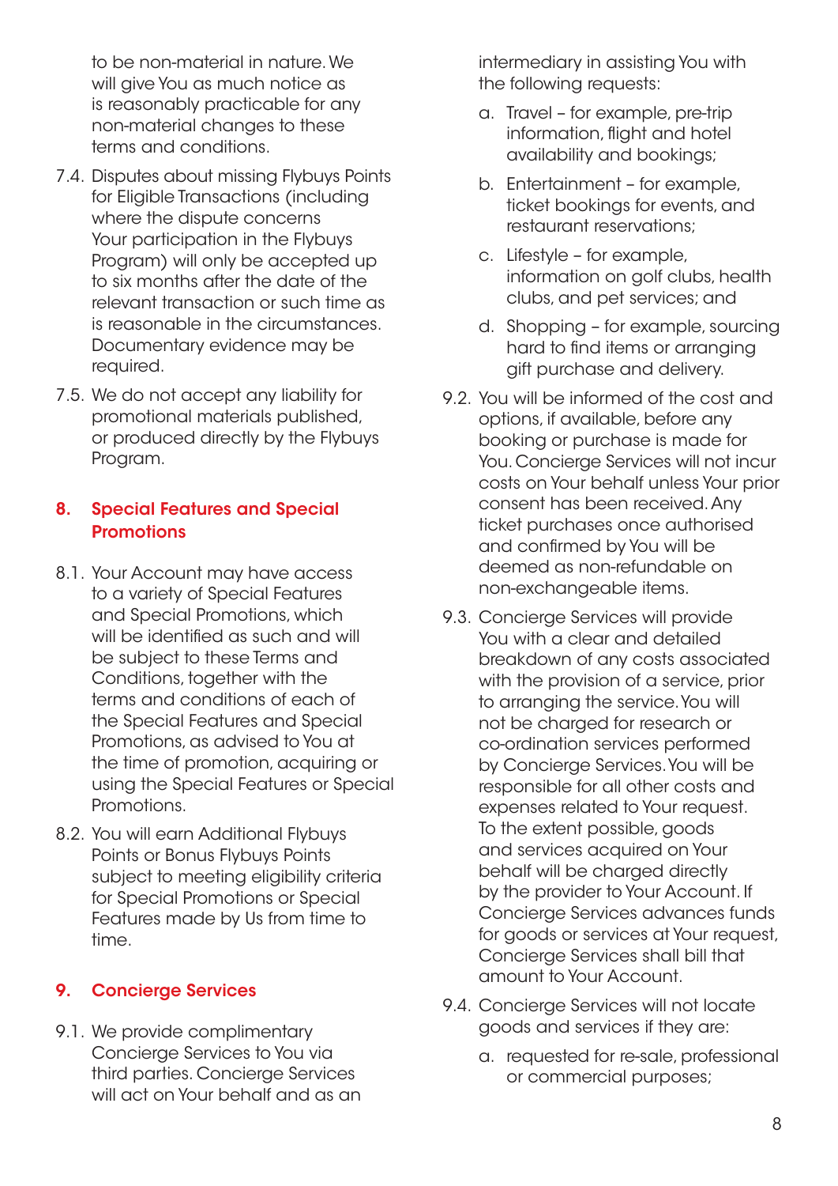to be non-material in nature. We will give You as much notice as is reasonably practicable for any non-material changes to these terms and conditions.

7.4. Disputes about missing Flybuys Points for Eligible Transactions (including where the dispute concerns Your participation in the Flybuys Program) will only be accepted up to six months after the date of the relevant transaction or such time as is reasonable in the circumstances. Documentary evidence may be required.

7.5. We do not accept any liability for promotional materials published, or produced directly by the Flybuys Program.

## 8. Special Features and Special Promotions

8.1. Your Account may have access to a variety of Special Features and Special Promotions, which will be identified as such and will be subject to these Terms and Conditions, together with the terms and conditions of each of the Special Features and Special Promotions, as advised to You at the time of promotion, acquiring or using the Special Features or Special Promotions.

8.2. You will earn Additional Flybuys Points or Bonus Flybuys Points subject to meeting eligibility criteria for Special Promotions or Special Features made by Us from time to time.

## 9. Concierge Services

9.1. We provide complimentary Concierge Services to You via third parties. Concierge Services will act on Your behalf and as an intermediary in assisting You with the following requests:

a. Travel – for example, pre-trip information, flight and hotel availability and bookings;

b. Entertainment – for example, ticket bookings for events, and restaurant reservations;

c. Lifestyle – for example, information on golf clubs, health clubs, and pet services; and

d. Shopping – for example, sourcing hard to find items or arranging gift purchase and delivery.

9.2. You will be informed of the cost and options, if available, before any booking or purchase is made for You. Concierge Services will not incur costs on Your behalf unless Your prior consent has been received. Any ticket purchases once authorised and confirmed by You will be deemed as non-refundable on non-exchangeable items.

9.3. Concierge Services will provide You with a clear and detailed breakdown of any costs associated with the provision of a service, prior to arranging the service. You will not be charged for research or co-ordination services performed by Concierge Services. You will be responsible for all other costs and expenses related to Your request. To the extent possible, goods and services acquired on Your behalf will be charged directly by the provider to Your Account. If Concierge Services advances funds for goods or services at Your request, Concierge Services shall bill that amount to Your Account.

9.4. Concierge Services will not locate goods and services if they are:

a. requested for re-sale, professional or commercial purposes;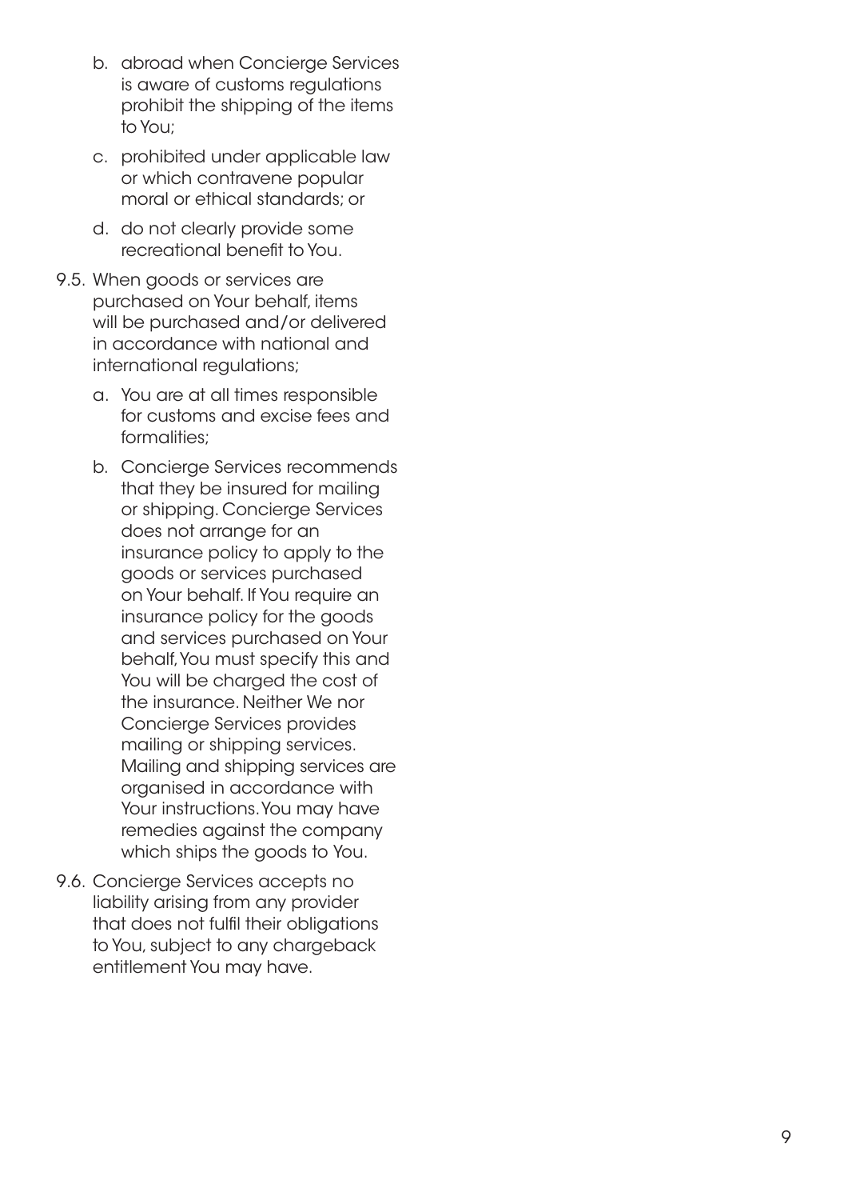b. abroad when Concierge Services is aware of customs regulations prohibit the shipping of the items to You;

c. prohibited under applicable law or which contravene popular moral or ethical standards; or

d. do not clearly provide some recreational benefit to You.

9.5. When goods or services are purchased on Your behalf, items will be purchased and/or delivered in accordance with national and international regulations;

a. You are at all times responsible for customs and excise fees and formalities;

b. Concierge Services recommends that they be insured for mailing or shipping. Concierge Services does not arrange for an insurance policy to apply to the goods or services purchased on Your behalf. If You require an insurance policy for the goods and services purchased on Your behalf, You must specify this and You will be charged the cost of the insurance. Neither We nor Concierge Services provides mailing or shipping services. Mailing and shipping services are organised in accordance with Your instructions. You may have remedies against the company which ships the goods to You.

9.6. Concierge Services accepts no liability arising from any provider that does not fulfil their obligations to You, subject to any chargeback entitlement You may have.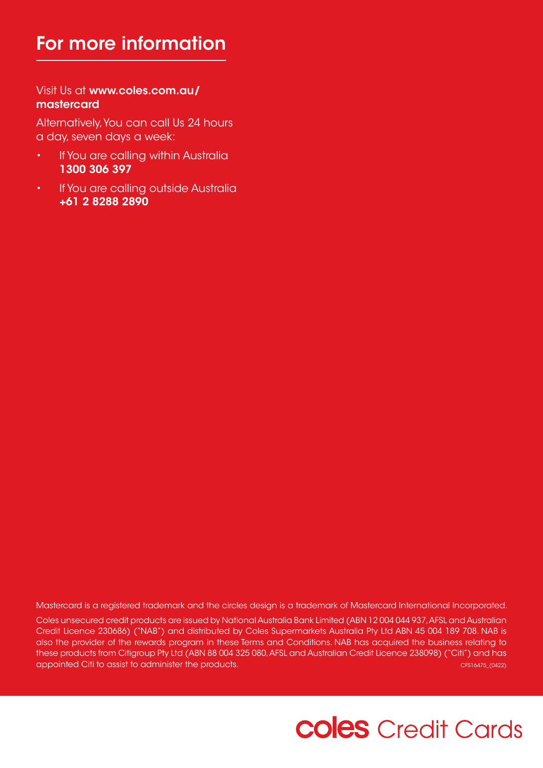## For more information

Visit Us at **www.coles.com.au/mastercard**

Alternatively, You can call Us 24 hours a day, seven days a week:

- If You are calling within Australia **1300 306 397**
- If You are calling outside Australia **+61 2 8288 2890**

Mastercard is a registered trademark and the circles design is a trademark of Mastercard International Incorporated.

Coles unsecured credit products are issued by National Australia Bank Limited (ABN 12 004 044 937, AFSL and Australian Credit Licence 230686) ("NAB") and distributed by Coles Supermarkets Australia Pty Ltd ABN 45 004 189 708. NAB is also the provider of the rewards program in these Terms and Conditions. NAB has acquired the business relating to these products from Citigroup Pty Ltd (ABN 88 004 325 080, AFSL and Australian Credit Licence 238098) ("Citi") and has appointed Citi to assist to administer the products.

CFS16475_(0422)

**coles** Credit Cards